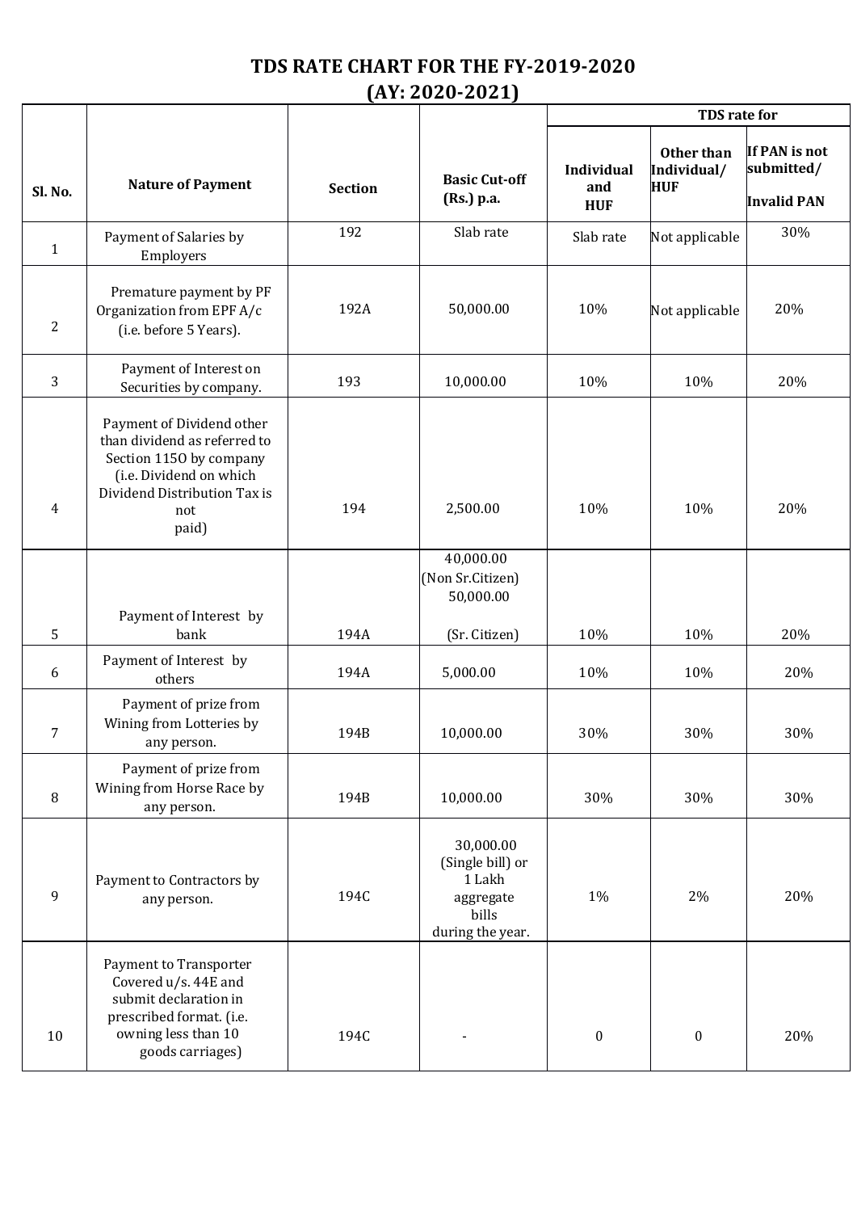# TDS RATE CHART FOR THE FY-2019-2020
## (AY: 2020-2021)

| Sl. No. | Nature of Payment | Section | Basic Cut-off (Rs.) p.a. | TDS rate for | | |
|---|---|---|---|---|---|---|
| | | | | Individual and HUF | Other than Individual/ HUF | If PAN is not submitted/ Invalid PAN |
| 1 | Payment of Salaries by Employers | 192 | Slab rate | Slab rate | Not applicable | 30% |
| 2 | Premature payment by PF Organization from EPF A/c (i.e. before 5 Years). | 192A | 50,000.00 | 10% | Not applicable | 20% |
| 3 | Payment of Interest on Securities by company. | 193 | 10,000.00 | 10% | 10% | 20% |
| 4 | Payment of Dividend other than dividend as referred to Section 115O by company (i.e. Dividend on which Dividend Distribution Tax is not paid) | 194 | 2,500.00 | 10% | 10% | 20% |
| 5 | Payment of Interest by bank | 194A | 40,000.00 (Non Sr.Citizen) 50,000.00 (Sr. Citizen) | 10% | 10% | 20% |
| 6 | Payment of Interest by others | 194A | 5,000.00 | 10% | 10% | 20% |
| 7 | Payment of prize from Wining from Lotteries by any person. | 194B | 10,000.00 | 30% | 30% | 30% |
| 8 | Payment of prize from Wining from Horse Race by any person. | 194B | 10,000.00 | 30% | 30% | 30% |
| 9 | Payment to Contractors by any person. | 194C | 30,000.00 (Single bill) or 1 Lakh aggregate bills during the year. | 1% | 2% | 20% |
| 10 | Payment to Transporter Covered u/s. 44E and submit declaration in prescribed format. (i.e. owning less than 10 goods carriages) | 194C | - | 0 | 0 | 20% |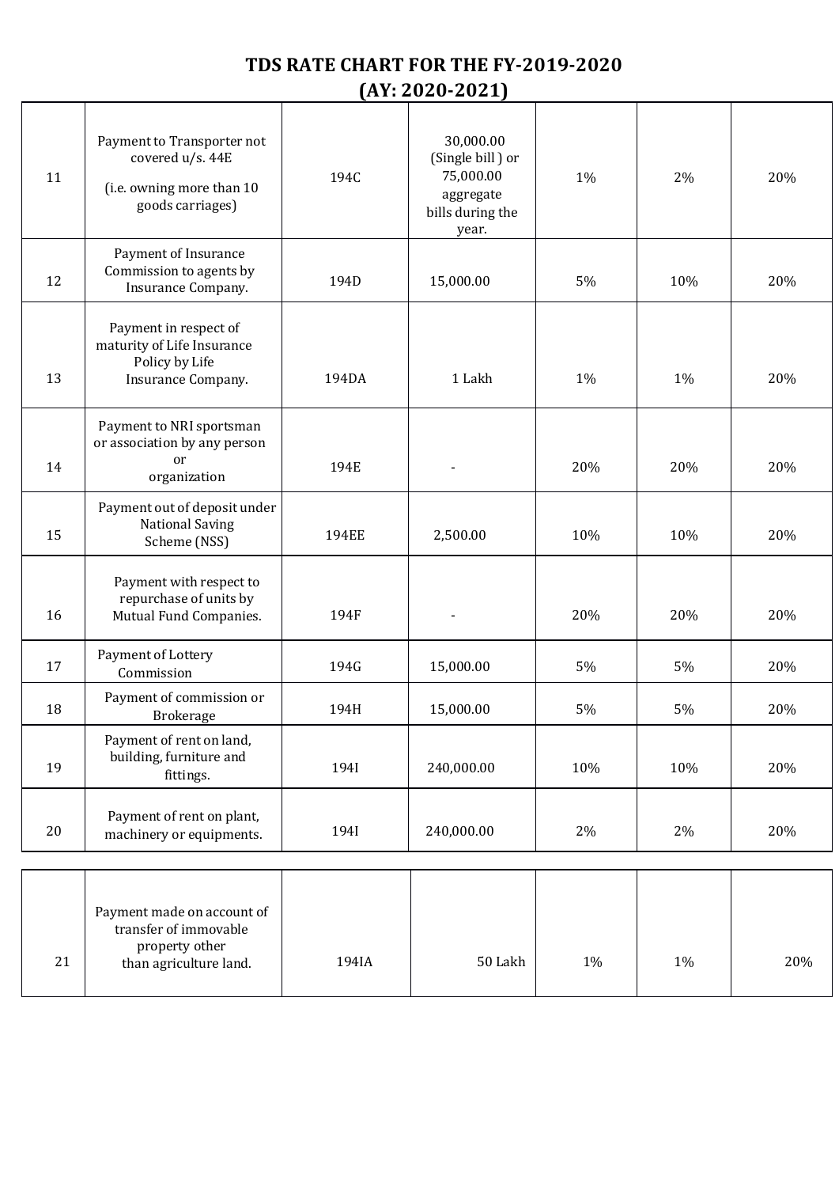# TDS RATE CHART FOR THE FY-2019-2020 (AY: 2020-2021)

| | | | | | | |
|---|---|---|---|---|---|---|
| 11 | Payment to Transporter not covered u/s. 44E (i.e. owning more than 10 goods carriages) | 194C | 30,000.00 (Single bill ) or 75,000.00 aggregate bills during the year. | 1% | 2% | 20% |
| 12 | Payment of Insurance Commission to agents by Insurance Company. | 194D | 15,000.00 | 5% | 10% | 20% |
| 13 | Payment in respect of maturity of Life Insurance Policy by Life Insurance Company. | 194DA | 1 Lakh | 1% | 1% | 20% |
| 14 | Payment to NRI sportsman or association by any person or organization | 194E | - | 20% | 20% | 20% |
| 15 | Payment out of deposit under National Saving Scheme (NSS) | 194EE | 2,500.00 | 10% | 10% | 20% |
| 16 | Payment with respect to repurchase of units by Mutual Fund Companies. | 194F | - | 20% | 20% | 20% |
| 17 | Payment of Lottery Commission | 194G | 15,000.00 | 5% | 5% | 20% |
| 18 | Payment of commission or Brokerage | 194H | 15,000.00 | 5% | 5% | 20% |
| 19 | Payment of rent on land, building, furniture and fittings. | 194I | 240,000.00 | 10% | 10% | 20% |
| 20 | Payment of rent on plant, machinery or equipments. | 194I | 240,000.00 | 2% | 2% | 20% |
| 21 | Payment made on account of transfer of immovable property other than agriculture land. | 194IA | 50 Lakh | 1% | 1% | 20% |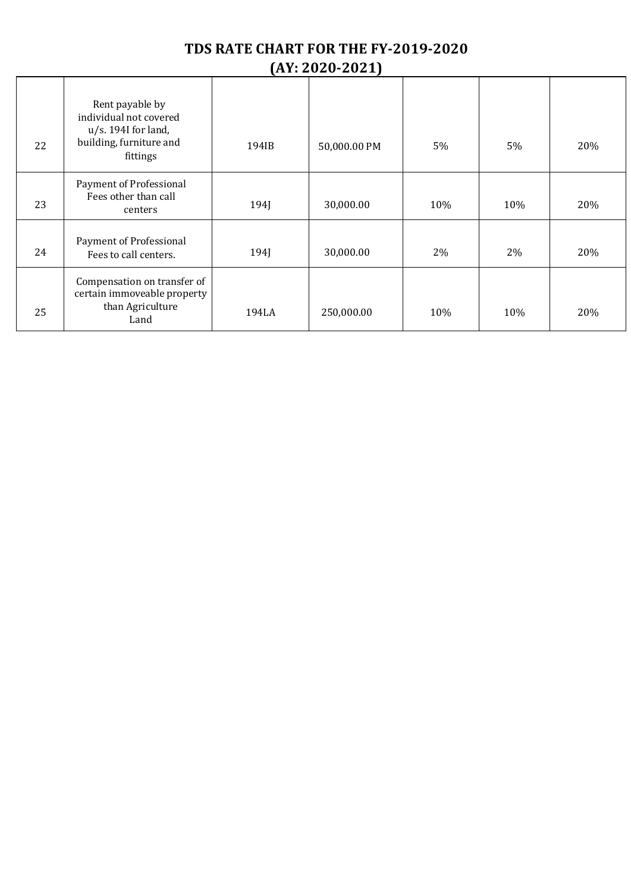# TDS RATE CHART FOR THE FY-2019-2020 (AY: 2020-2021)

| | | | | | | |
|---|---|---|---|---|---|---|
| 22 | Rent payable by individual not covered u/s. 194I for land, building, furniture and fittings | 194IB | 50,000.00 PM | 5% | 5% | 20% |
| 23 | Payment of Professional Fees other than call centers | 194J | 30,000.00 | 10% | 10% | 20% |
| 24 | Payment of Professional Fees to call centers. | 194J | 30,000.00 | 2% | 2% | 20% |
| 25 | Compensation on transfer of certain immoveable property than Agriculture Land | 194LA | 250,000.00 | 10% | 10% | 20% |